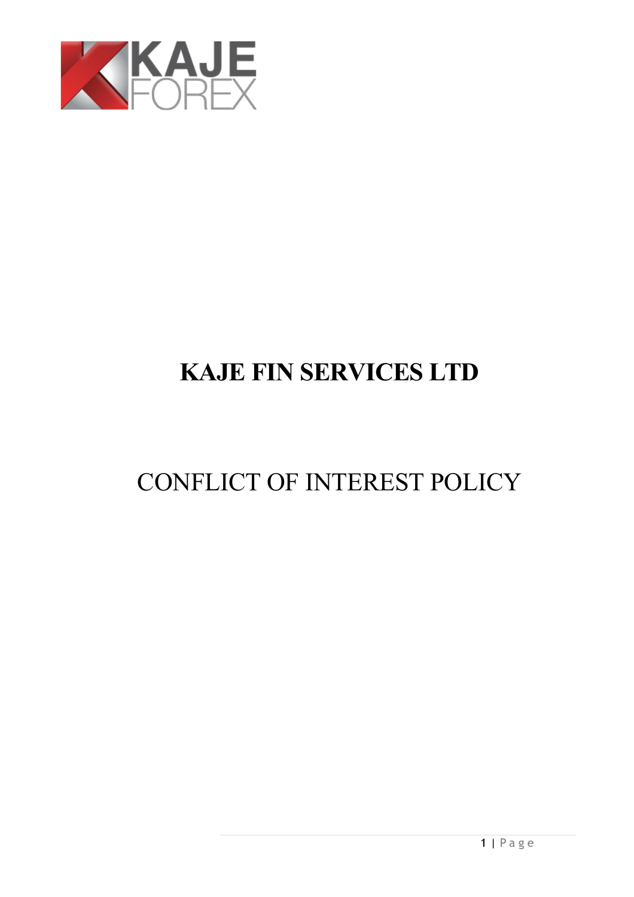# KAJE FIN SERVICES LTD

## CONFLICT OF INTEREST POLICY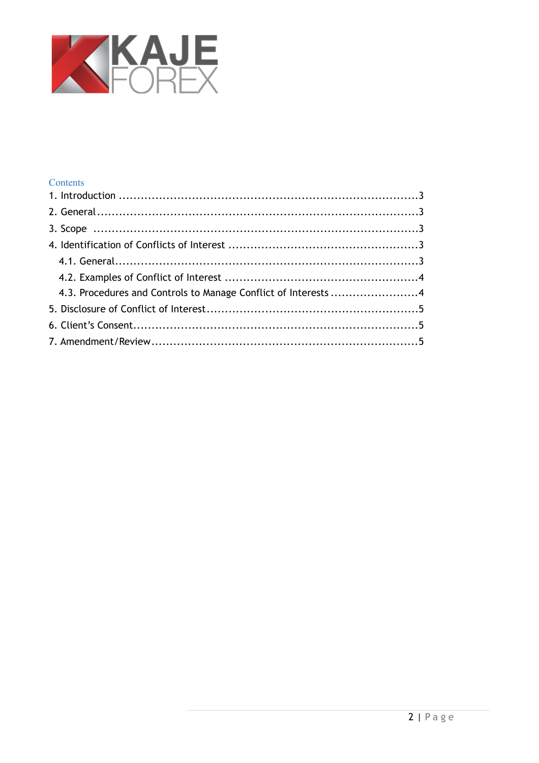Contents

1. Introduction ....................................................................................3
2. General ...........................................................................................3
3. Scope .............................................................................................3
4. Identification of Conflicts of Interest .....................................................3
   4.1. General.....................................................................................3
   4.2. Examples of Conflict of Interest .......................................................4
   4.3. Procedures and Controls to Manage Conflict of Interests ........................4
5. Disclosure of Conflict of Interest...........................................................5
6. Client's Consent...............................................................................5
7. Amendment/Review...........................................................................5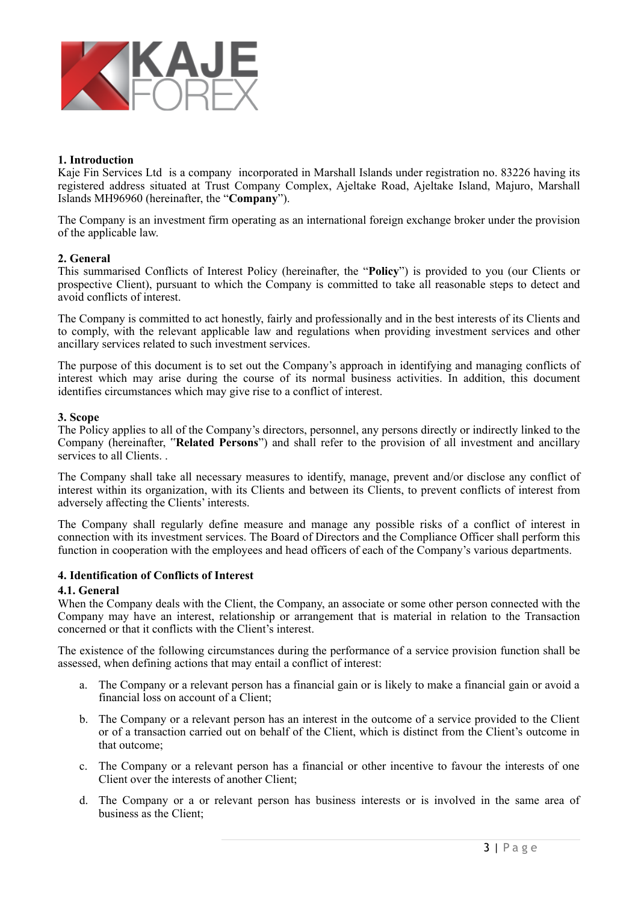## 1. Introduction

Kaje Fin Services Ltd is a company incorporated in Marshall Islands under registration no. 83226 having its registered address situated at Trust Company Complex, Ajeltake Road, Ajeltake Island, Majuro, Marshall Islands MH96960 (hereinafter, the "**Company**").

The Company is an investment firm operating as an international foreign exchange broker under the provision of the applicable law.

## 2. General

This summarised Conflicts of Interest Policy (hereinafter, the "**Policy**") is provided to you (our Clients or prospective Client), pursuant to which the Company is committed to take all reasonable steps to detect and avoid conflicts of interest.

The Company is committed to act honestly, fairly and professionally and in the best interests of its Clients and to comply, with the relevant applicable law and regulations when providing investment services and other ancillary services related to such investment services.

The purpose of this document is to set out the Company's approach in identifying and managing conflicts of interest which may arise during the course of its normal business activities. In addition, this document identifies circumstances which may give rise to a conflict of interest.

## 3. Scope

The Policy applies to all of the Company's directors, personnel, any persons directly or indirectly linked to the Company (hereinafter, "**Related Persons**") and shall refer to the provision of all investment and ancillary services to all Clients. .

The Company shall take all necessary measures to identify, manage, prevent and/or disclose any conflict of interest within its organization, with its Clients and between its Clients, to prevent conflicts of interest from adversely affecting the Clients' interests.

The Company shall regularly define measure and manage any possible risks of a conflict of interest in connection with its investment services. The Board of Directors and the Compliance Officer shall perform this function in cooperation with the employees and head officers of each of the Company's various departments.

## 4. Identification of Conflicts of Interest

### 4.1. General

When the Company deals with the Client, the Company, an associate or some other person connected with the Company may have an interest, relationship or arrangement that is material in relation to the Transaction concerned or that it conflicts with the Client's interest.

The existence of the following circumstances during the performance of a service provision function shall be assessed, when defining actions that may entail a conflict of interest:

a. The Company or a relevant person has a financial gain or is likely to make a financial gain or avoid a financial loss on account of a Client;

b. The Company or a relevant person has an interest in the outcome of a service provided to the Client or of a transaction carried out on behalf of the Client, which is distinct from the Client's outcome in that outcome;

c. The Company or a relevant person has a financial or other incentive to favour the interests of one Client over the interests of another Client;

d. The Company or a or relevant person has business interests or is involved in the same area of business as the Client;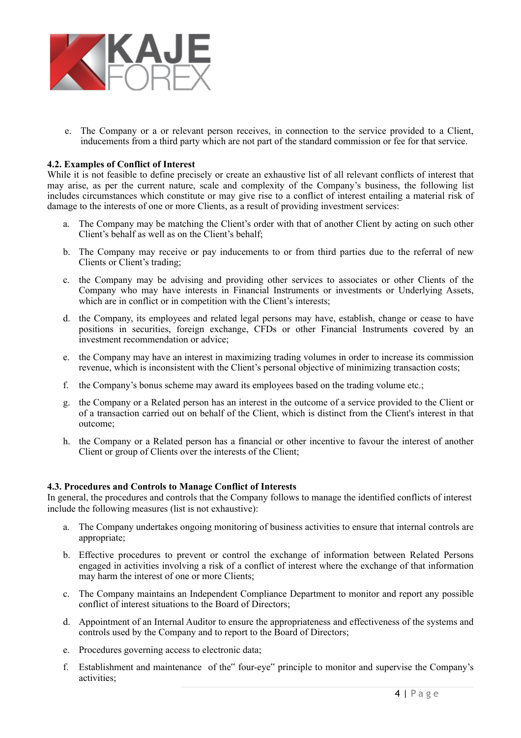e. The Company or a or relevant person receives, in connection to the service provided to a Client, inducements from a third party which are not part of the standard commission or fee for that service.

**4.2. Examples of Conflict of Interest**

While it is not feasible to define precisely or create an exhaustive list of all relevant conflicts of interest that may arise, as per the current nature, scale and complexity of the Company's business, the following list includes circumstances which constitute or may give rise to a conflict of interest entailing a material risk of damage to the interests of one or more Clients, as a result of providing investment services:

a. The Company may be matching the Client's order with that of another Client by acting on such other Client's behalf as well as on the Client's behalf;

b. The Company may receive or pay inducements to or from third parties due to the referral of new Clients or Client's trading;

c. the Company may be advising and providing other services to associates or other Clients of the Company who may have interests in Financial Instruments or investments or Underlying Assets, which are in conflict or in competition with the Client's interests;

d. the Company, its employees and related legal persons may have, establish, change or cease to have positions in securities, foreign exchange, CFDs or other Financial Instruments covered by an investment recommendation or advice;

e. the Company may have an interest in maximizing trading volumes in order to increase its commission revenue, which is inconsistent with the Client's personal objective of minimizing transaction costs;

f. the Company's bonus scheme may award its employees based on the trading volume etc.;

g. the Company or a Related person has an interest in the outcome of a service provided to the Client or of a transaction carried out on behalf of the Client, which is distinct from the Client's interest in that outcome;

h. the Company or a Related person has a financial or other incentive to favour the interest of another Client or group of Clients over the interests of the Client;

**4.3. Procedures and Controls to Manage Conflict of Interests**

In general, the procedures and controls that the Company follows to manage the identified conflicts of interest include the following measures (list is not exhaustive):

a. The Company undertakes ongoing monitoring of business activities to ensure that internal controls are appropriate;

b. Effective procedures to prevent or control the exchange of information between Related Persons engaged in activities involving a risk of a conflict of interest where the exchange of that information may harm the interest of one or more Clients;

c. The Company maintains an Independent Compliance Department to monitor and report any possible conflict of interest situations to the Board of Directors;

d. Appointment of an Internal Auditor to ensure the appropriateness and effectiveness of the systems and controls used by the Company and to report to the Board of Directors;

e. Procedures governing access to electronic data;

f. Establishment and maintenance of the" four-eye" principle to monitor and supervise the Company's activities;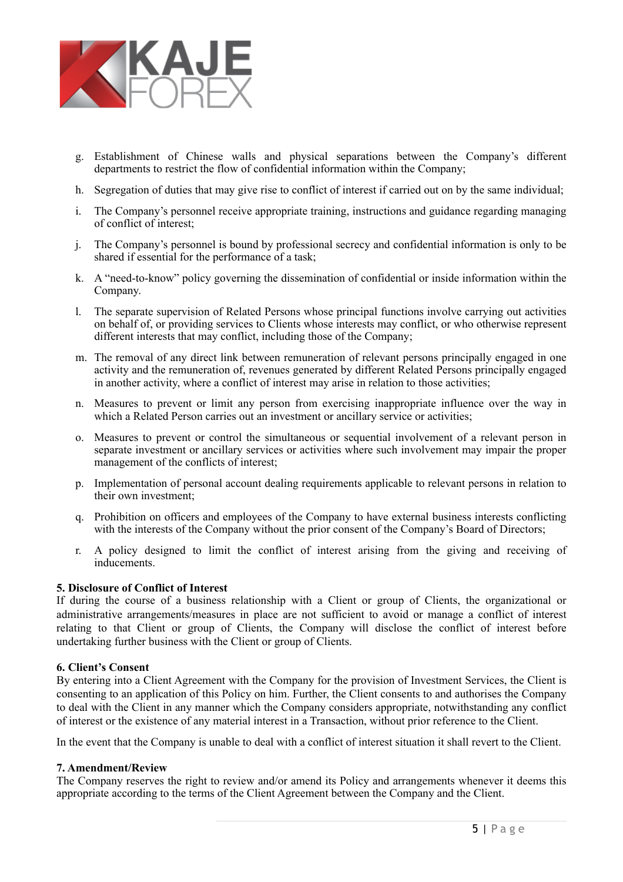g. Establishment of Chinese walls and physical separations between the Company's different departments to restrict the flow of confidential information within the Company;

h. Segregation of duties that may give rise to conflict of interest if carried out on by the same individual;

i. The Company's personnel receive appropriate training, instructions and guidance regarding managing of conflict of interest;

j. The Company's personnel is bound by professional secrecy and confidential information is only to be shared if essential for the performance of a task;

k. A "need-to-know" policy governing the dissemination of confidential or inside information within the Company.

l. The separate supervision of Related Persons whose principal functions involve carrying out activities on behalf of, or providing services to Clients whose interests may conflict, or who otherwise represent different interests that may conflict, including those of the Company;

m. The removal of any direct link between remuneration of relevant persons principally engaged in one activity and the remuneration of, revenues generated by different Related Persons principally engaged in another activity, where a conflict of interest may arise in relation to those activities;

n. Measures to prevent or limit any person from exercising inappropriate influence over the way in which a Related Person carries out an investment or ancillary service or activities;

o. Measures to prevent or control the simultaneous or sequential involvement of a relevant person in separate investment or ancillary services or activities where such involvement may impair the proper management of the conflicts of interest;

p. Implementation of personal account dealing requirements applicable to relevant persons in relation to their own investment;

q. Prohibition on officers and employees of the Company to have external business interests conflicting with the interests of the Company without the prior consent of the Company's Board of Directors;

r. A policy designed to limit the conflict of interest arising from the giving and receiving of inducements.

**5. Disclosure of Conflict of Interest**

If during the course of a business relationship with a Client or group of Clients, the organizational or administrative arrangements/measures in place are not sufficient to avoid or manage a conflict of interest relating to that Client or group of Clients, the Company will disclose the conflict of interest before undertaking further business with the Client or group of Clients.

**6. Client's Consent**

By entering into a Client Agreement with the Company for the provision of Investment Services, the Client is consenting to an application of this Policy on him. Further, the Client consents to and authorises the Company to deal with the Client in any manner which the Company considers appropriate, notwithstanding any conflict of interest or the existence of any material interest in a Transaction, without prior reference to the Client.

In the event that the Company is unable to deal with a conflict of interest situation it shall revert to the Client.

**7. Amendment/Review**

The Company reserves the right to review and/or amend its Policy and arrangements whenever it deems this appropriate according to the terms of the Client Agreement between the Company and the Client.